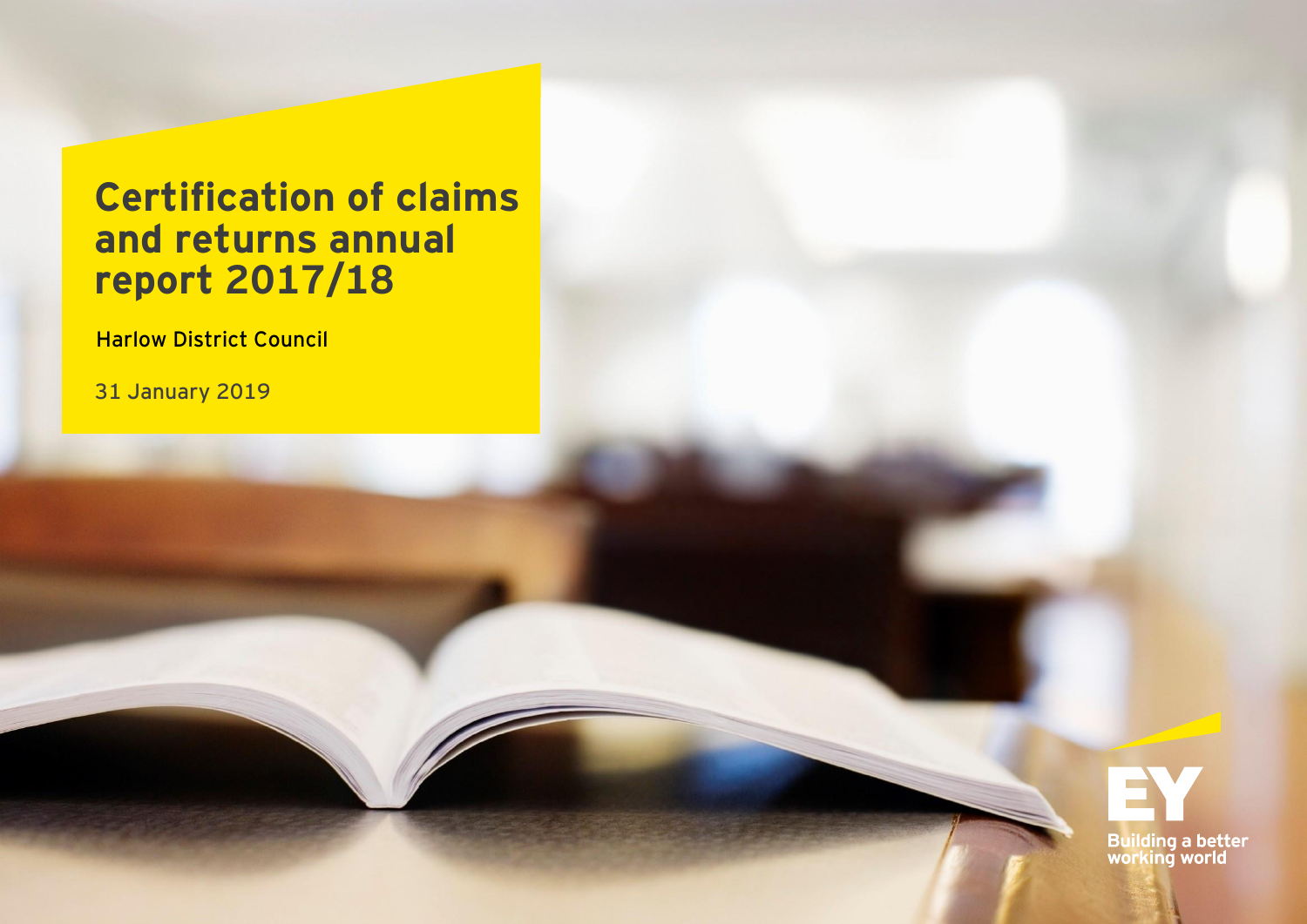# Certification of claims and returns annual report 2017/18

Harlow District Council

31 January 2019

Building a better working world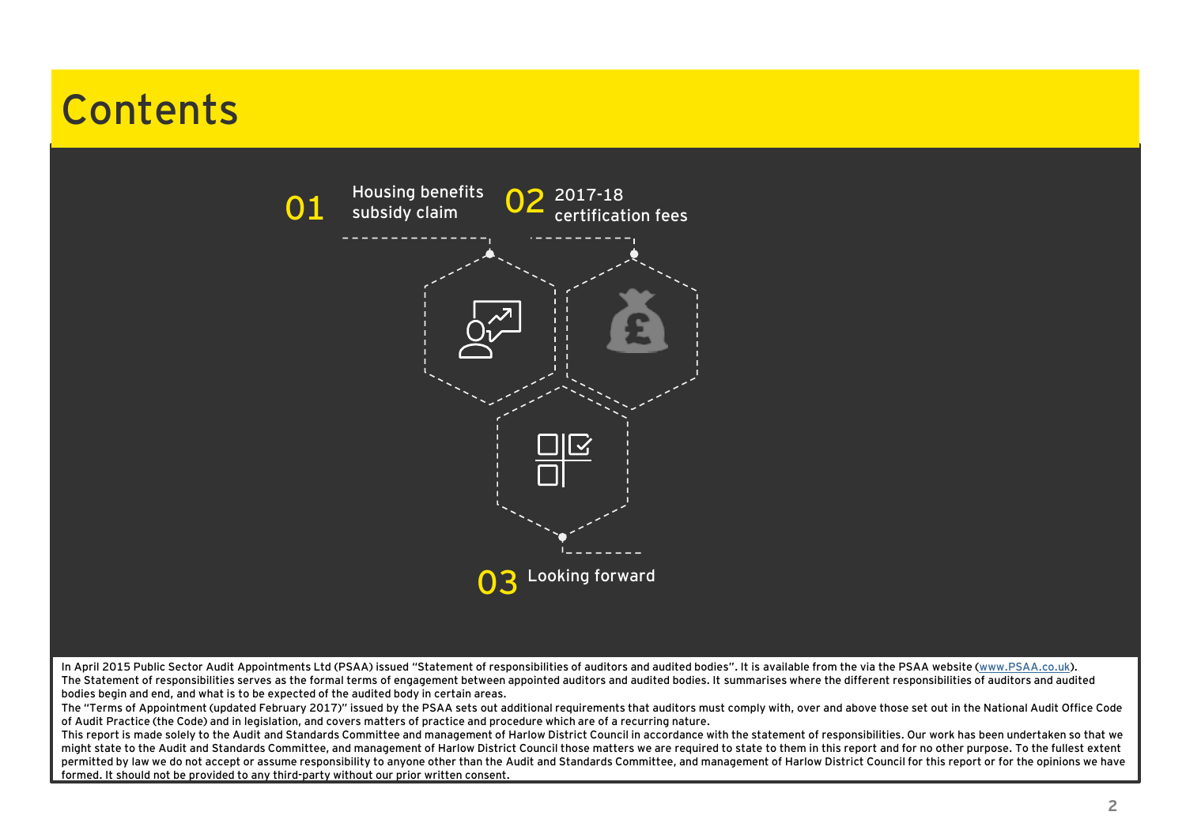# Contents

01 Housing benefits subsidy claim

02 2017-18 certification fees

03 Looking forward

In April 2015 Public Sector Audit Appointments Ltd (PSAA) issued "Statement of responsibilities of auditors and audited bodies". It is available from the via the PSAA website (www.PSAA.co.uk).

The Statement of responsibilities serves as the formal terms of engagement between appointed auditors and audited bodies. It summarises where the different responsibilities of auditors and audited bodies begin and end, and what is to be expected of the audited body in certain areas.

The "Terms of Appointment (updated February 2017)" issued by the PSAA sets out additional requirements that auditors must comply with, over and above those set out in the National Audit Office Code of Audit Practice (the Code) and in legislation, and covers matters of practice and procedure which are of a recurring nature.

This report is made solely to the Audit and Standards Committee and management of Harlow District Council in accordance with the statement of responsibilities. Our work has been undertaken so that we might state to the Audit and Standards Committee, and management of Harlow District Council those matters we are required to state to them in this report and for no other purpose. To the fullest extent permitted by law we do not accept or assume responsibility to anyone other than the Audit and Standards Committee, and management of Harlow District Council for this report or for the opinions we have formed. It should not be provided to any third-party without our prior written consent.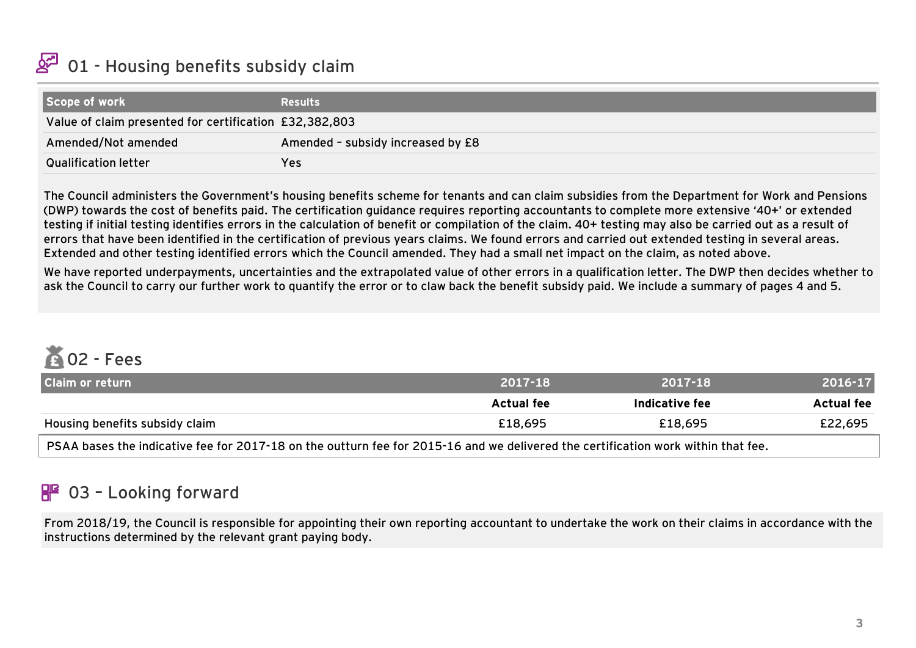## 01 - Housing benefits subsidy claim

| Scope of work | Results |
| --- | --- |
| Value of claim presented for certification | £32,382,803 |
| Amended/Not amended | Amended – subsidy increased by £8 |
| Qualification letter | Yes |

The Council administers the Government's housing benefits scheme for tenants and can claim subsidies from the Department for Work and Pensions (DWP) towards the cost of benefits paid. The certification guidance requires reporting accountants to complete more extensive '40+' or extended testing if initial testing identifies errors in the calculation of benefit or compilation of the claim. 40+ testing may also be carried out as a result of errors that have been identified in the certification of previous years claims. We found errors and carried out extended testing in several areas. Extended and other testing identified errors which the Council amended. They had a small net impact on the claim, as noted above.

We have reported underpayments, uncertainties and the extrapolated value of other errors in a qualification letter. The DWP then decides whether to ask the Council to carry our further work to quantify the error or to claw back the benefit subsidy paid. We include a summary of pages 4 and 5.

## 02 - Fees

| Claim or return | 2017-18 | 2017-18 | 2016-17 |
| --- | --- | --- | --- |
| | **Actual fee** | **Indicative fee** | **Actual fee** |
| Housing benefits subsidy claim | £18,695 | £18,695 | £22,695 |

PSAA bases the indicative fee for 2017-18 on the outturn fee for 2015-16 and we delivered the certification work within that fee.

## 03 – Looking forward

From 2018/19, the Council is responsible for appointing their own reporting accountant to undertake the work on their claims in accordance with the instructions determined by the relevant grant paying body.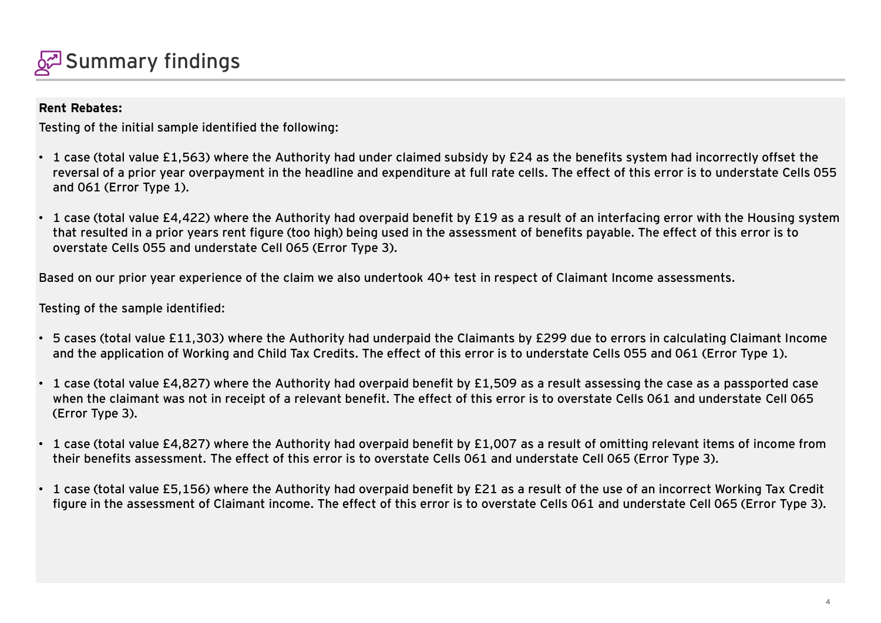# Summary findings

**Rent Rebates:**

Testing of the initial sample identified the following:

- 1 case (total value £1,563) where the Authority had under claimed subsidy by £24 as the benefits system had incorrectly offset the reversal of a prior year overpayment in the headline and expenditure at full rate cells. The effect of this error is to understate Cells 055 and 061 (Error Type 1).

- 1 case (total value £4,422) where the Authority had overpaid benefit by £19 as a result of an interfacing error with the Housing system that resulted in a prior years rent figure (too high) being used in the assessment of benefits payable. The effect of this error is to overstate Cells 055 and understate Cell 065 (Error Type 3).

Based on our prior year experience of the claim we also undertook 40+ test in respect of Claimant Income assessments.

Testing of the sample identified:

- 5 cases (total value £11,303) where the Authority had underpaid the Claimants by £299 due to errors in calculating Claimant Income and the application of Working and Child Tax Credits. The effect of this error is to understate Cells 055 and 061 (Error Type 1).

- 1 case (total value £4,827) where the Authority had overpaid benefit by £1,509 as a result assessing the case as a passported case when the claimant was not in receipt of a relevant benefit. The effect of this error is to overstate Cells 061 and understate Cell 065 (Error Type 3).

- 1 case (total value £4,827) where the Authority had overpaid benefit by £1,007 as a result of omitting relevant items of income from their benefits assessment. The effect of this error is to overstate Cells 061 and understate Cell 065 (Error Type 3).

- 1 case (total value £5,156) where the Authority had overpaid benefit by £21 as a result of the use of an incorrect Working Tax Credit figure in the assessment of Claimant income. The effect of this error is to overstate Cells 061 and understate Cell 065 (Error Type 3).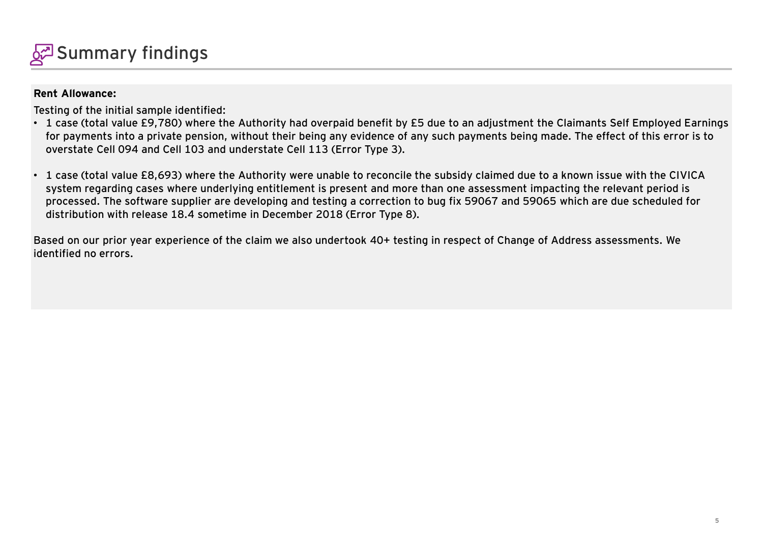# Summary findings

**Rent Allowance:**

Testing of the initial sample identified:

- 1 case (total value £9,780) where the Authority had overpaid benefit by £5 due to an adjustment the Claimants Self Employed Earnings for payments into a private pension, without their being any evidence of any such payments being made. The effect of this error is to overstate Cell 094 and Cell 103 and understate Cell 113 (Error Type 3).

- 1 case (total value £8,693) where the Authority were unable to reconcile the subsidy claimed due to a known issue with the CIVICA system regarding cases where underlying entitlement is present and more than one assessment impacting the relevant period is processed. The software supplier are developing and testing a correction to bug fix 59067 and 59065 which are due scheduled for distribution with release 18.4 sometime in December 2018 (Error Type 8).

Based on our prior year experience of the claim we also undertook 40+ testing in respect of Change of Address assessments. We identified no errors.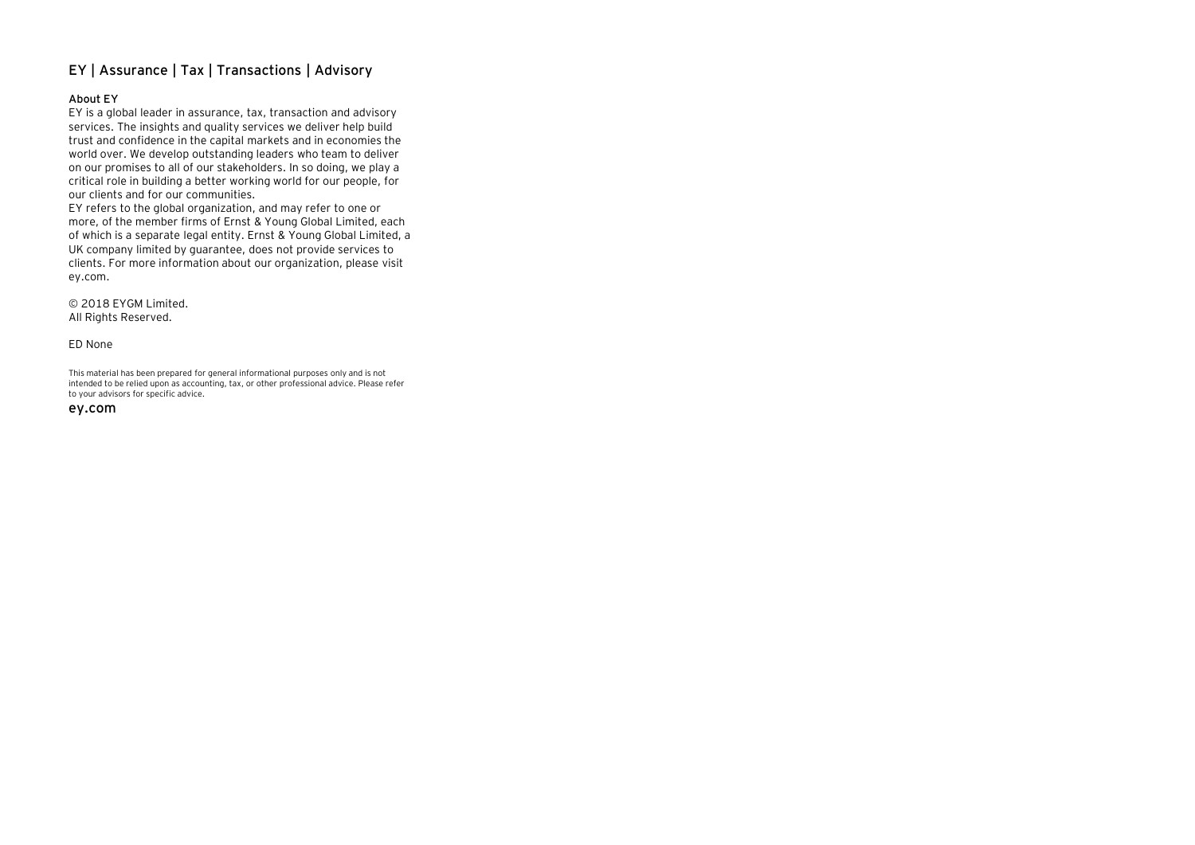## EY | Assurance | Tax | Transactions | Advisory

**About EY**

EY is a global leader in assurance, tax, transaction and advisory services. The insights and quality services we deliver help build trust and confidence in the capital markets and in economies the world over. We develop outstanding leaders who team to deliver on our promises to all of our stakeholders. In so doing, we play a critical role in building a better working world for our people, for our clients and for our communities.

EY refers to the global organization, and may refer to one or more, of the member firms of Ernst & Young Global Limited, each of which is a separate legal entity. Ernst & Young Global Limited, a UK company limited by guarantee, does not provide services to clients. For more information about our organization, please visit ey.com.

© 2018 EYGM Limited.
All Rights Reserved.

ED None

This material has been prepared for general informational purposes only and is not intended to be relied upon as accounting, tax, or other professional advice. Please refer to your advisors for specific advice.

**ey.com**